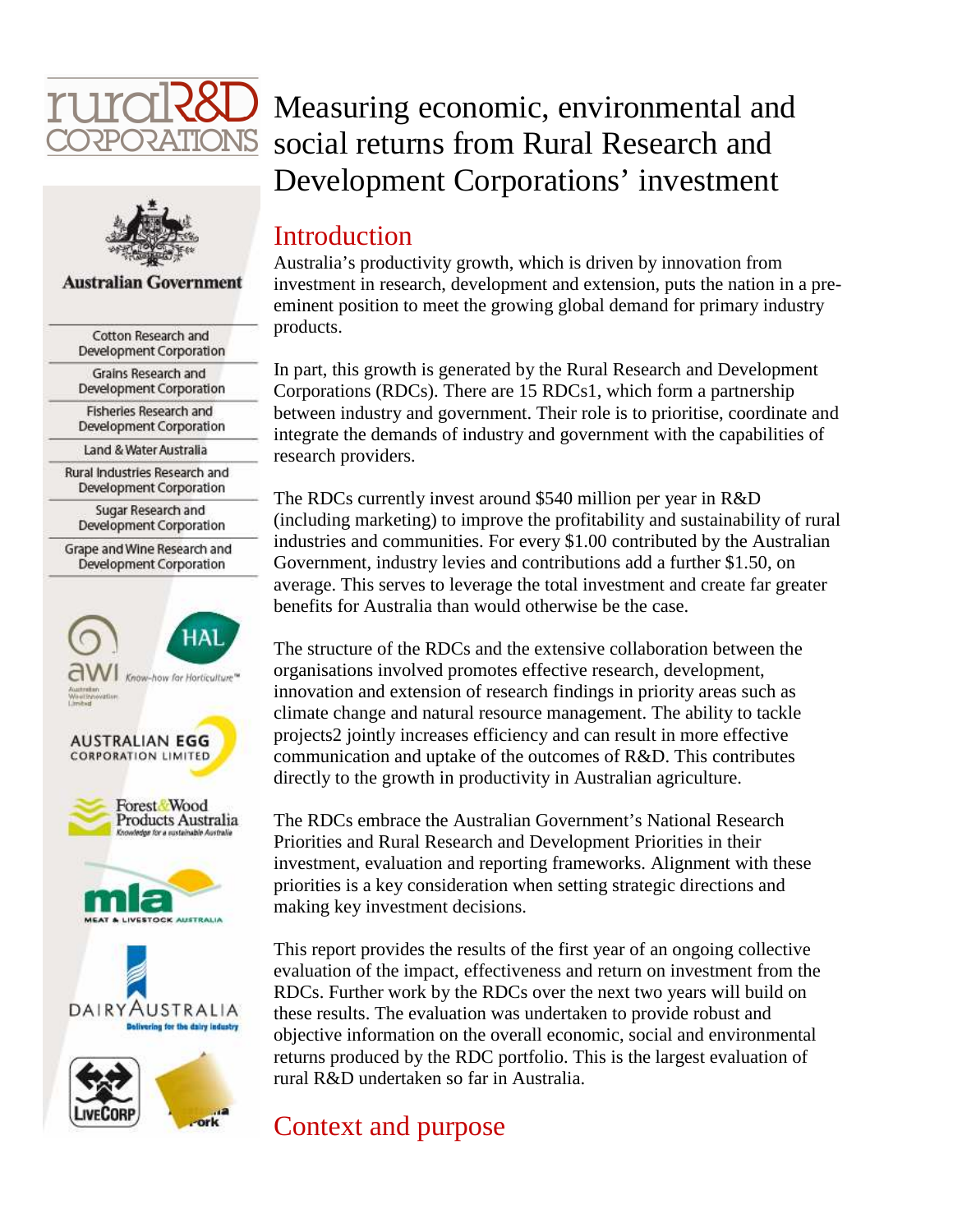# Measuring economic, environmental and social returns from Rural Research and Development Corporations' investment

Cotton Research and Development Corporation

Grains Research and Development Corporation

Fisheries Research and Development Corporation

Land & Water Australia

Rural Industries Research and Development Corporation

Sugar Research and Development Corporation

Grape and Wine Research and Development Corporation

## Introduction

Australia's productivity growth, which is driven by innovation from investment in research, development and extension, puts the nation in a pre-eminent position to meet the growing global demand for primary industry products.

In part, this growth is generated by the Rural Research and Development Corporations (RDCs). There are 15 RDCs[1], which form a partnership between industry and government. Their role is to prioritise, coordinate and integrate the demands of industry and government with the capabilities of research providers.

The RDCs currently invest around $540 million per year in R&D (including marketing) to improve the profitability and sustainability of rural industries and communities. For every $1.00 contributed by the Australian Government, industry levies and contributions add a further $1.50, on average. This serves to leverage the total investment and create far greater benefits for Australia than would otherwise be the case.

The structure of the RDCs and the extensive collaboration between the organisations involved promotes effective research, development, innovation and extension of research findings in priority areas such as climate change and natural resource management. The ability to tackle projects[2] jointly increases efficiency and can result in more effective communication and uptake of the outcomes of R&D. This contributes directly to the growth in productivity in Australian agriculture.

The RDCs embrace the Australian Government's National Research Priorities and Rural Research and Development Priorities in their investment, evaluation and reporting frameworks. Alignment with these priorities is a key consideration when setting strategic directions and making key investment decisions.

This report provides the results of the first year of an ongoing collective evaluation of the impact, effectiveness and return on investment from the RDCs. Further work by the RDCs over the next two years will build on these results. The evaluation was undertaken to provide robust and objective information on the overall economic, social and environmental returns produced by the RDC portfolio. This is the largest evaluation of rural R&D undertaken so far in Australia.

## Context and purpose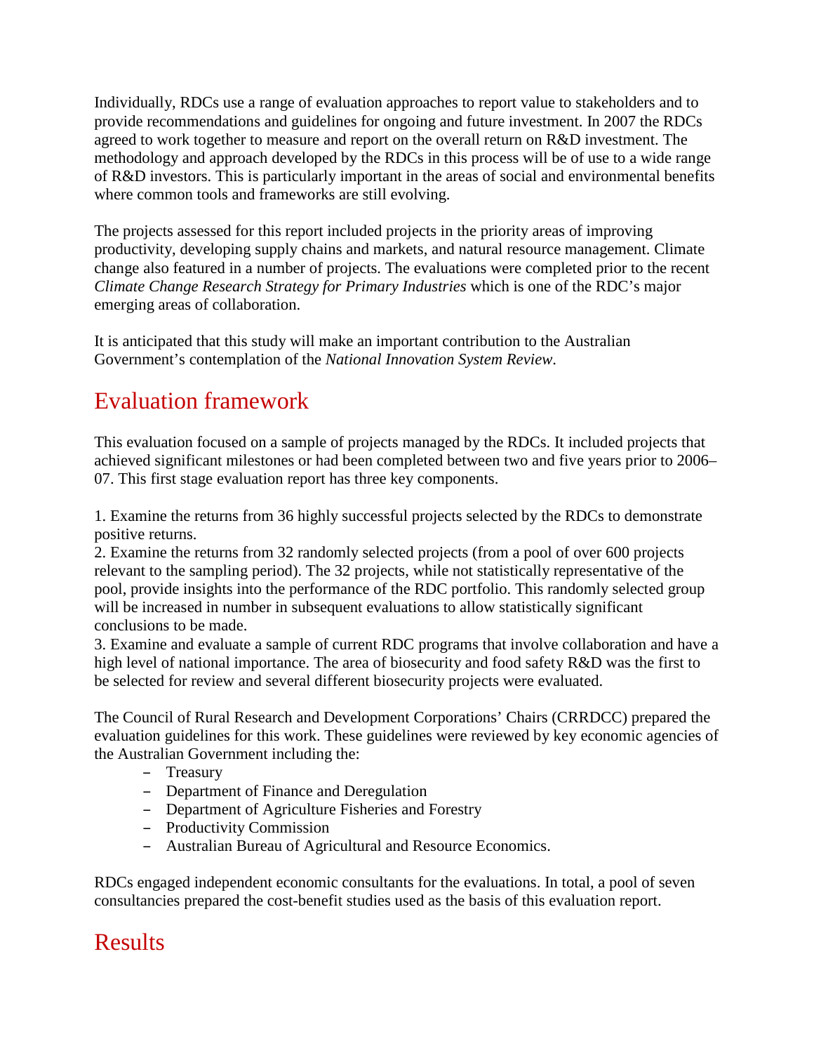Individually, RDCs use a range of evaluation approaches to report value to stakeholders and to provide recommendations and guidelines for ongoing and future investment. In 2007 the RDCs agreed to work together to measure and report on the overall return on R&D investment. The methodology and approach developed by the RDCs in this process will be of use to a wide range of R&D investors. This is particularly important in the areas of social and environmental benefits where common tools and frameworks are still evolving.

The projects assessed for this report included projects in the priority areas of improving productivity, developing supply chains and markets, and natural resource management. Climate change also featured in a number of projects. The evaluations were completed prior to the recent *Climate Change Research Strategy for Primary Industries* which is one of the RDC's major emerging areas of collaboration.

It is anticipated that this study will make an important contribution to the Australian Government's contemplation of the *National Innovation System Review*.

## Evaluation framework

This evaluation focused on a sample of projects managed by the RDCs. It included projects that achieved significant milestones or had been completed between two and five years prior to 2006–07. This first stage evaluation report has three key components.

1. Examine the returns from 36 highly successful projects selected by the RDCs to demonstrate positive returns.
2. Examine the returns from 32 randomly selected projects (from a pool of over 600 projects relevant to the sampling period). The 32 projects, while not statistically representative of the pool, provide insights into the performance of the RDC portfolio. This randomly selected group will be increased in number in subsequent evaluations to allow statistically significant conclusions to be made.
3. Examine and evaluate a sample of current RDC programs that involve collaboration and have a high level of national importance. The area of biosecurity and food safety R&D was the first to be selected for review and several different biosecurity projects were evaluated.

The Council of Rural Research and Development Corporations' Chairs (CRRDCC) prepared the evaluation guidelines for this work. These guidelines were reviewed by key economic agencies of the Australian Government including the:

- Treasury
- Department of Finance and Deregulation
- Department of Agriculture Fisheries and Forestry
- Productivity Commission
- Australian Bureau of Agricultural and Resource Economics.

RDCs engaged independent economic consultants for the evaluations. In total, a pool of seven consultancies prepared the cost-benefit studies used as the basis of this evaluation report.

## Results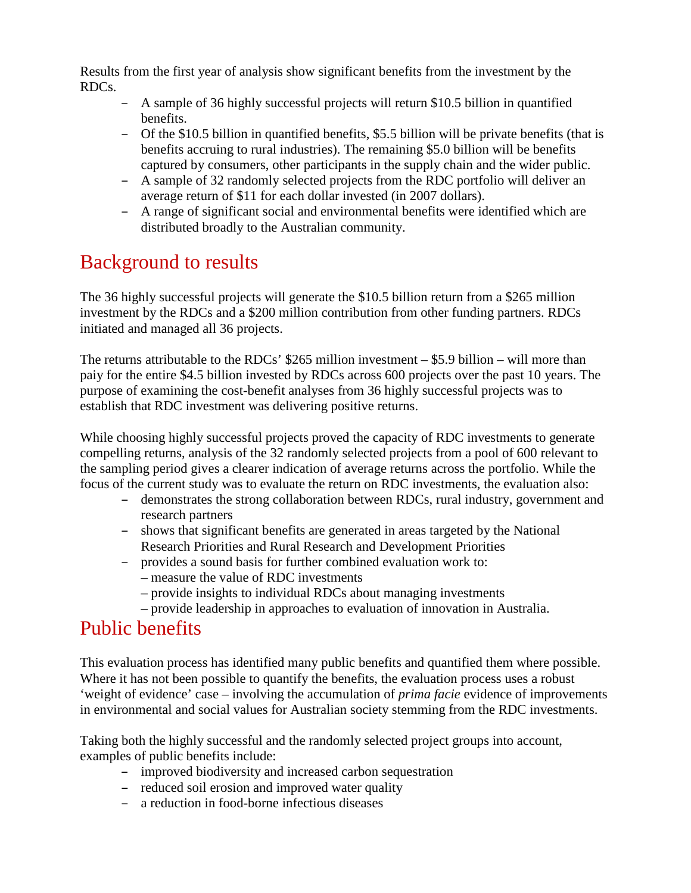Results from the first year of analysis show significant benefits from the investment by the RDCs.

- A sample of 36 highly successful projects will return $10.5 billion in quantified benefits.
- Of the $10.5 billion in quantified benefits, $5.5 billion will be private benefits (that is benefits accruing to rural industries). The remaining $5.0 billion will be benefits captured by consumers, other participants in the supply chain and the wider public.
- A sample of 32 randomly selected projects from the RDC portfolio will deliver an average return of $11 for each dollar invested (in 2007 dollars).
- A range of significant social and environmental benefits were identified which are distributed broadly to the Australian community.

# Background to results

The 36 highly successful projects will generate the $10.5 billion return from a $265 million investment by the RDCs and a $200 million contribution from other funding partners. RDCs initiated and managed all 36 projects.

The returns attributable to the RDCs' $265 million investment – $5.9 billion – will more than paiy for the entire $4.5 billion invested by RDCs across 600 projects over the past 10 years. The purpose of examining the cost-benefit analyses from 36 highly successful projects was to establish that RDC investment was delivering positive returns.

While choosing highly successful projects proved the capacity of RDC investments to generate compelling returns, analysis of the 32 randomly selected projects from a pool of 600 relevant to the sampling period gives a clearer indication of average returns across the portfolio. While the focus of the current study was to evaluate the return on RDC investments, the evaluation also:

- demonstrates the strong collaboration between RDCs, rural industry, government and research partners
- shows that significant benefits are generated in areas targeted by the National Research Priorities and Rural Research and Development Priorities
- provides a sound basis for further combined evaluation work to:
  - measure the value of RDC investments
  - provide insights to individual RDCs about managing investments
  - provide leadership in approaches to evaluation of innovation in Australia.

# Public benefits

This evaluation process has identified many public benefits and quantified them where possible. Where it has not been possible to quantify the benefits, the evaluation process uses a robust 'weight of evidence' case – involving the accumulation of *prima facie* evidence of improvements in environmental and social values for Australian society stemming from the RDC investments.

Taking both the highly successful and the randomly selected project groups into account, examples of public benefits include:

- improved biodiversity and increased carbon sequestration
- reduced soil erosion and improved water quality
- a reduction in food-borne infectious diseases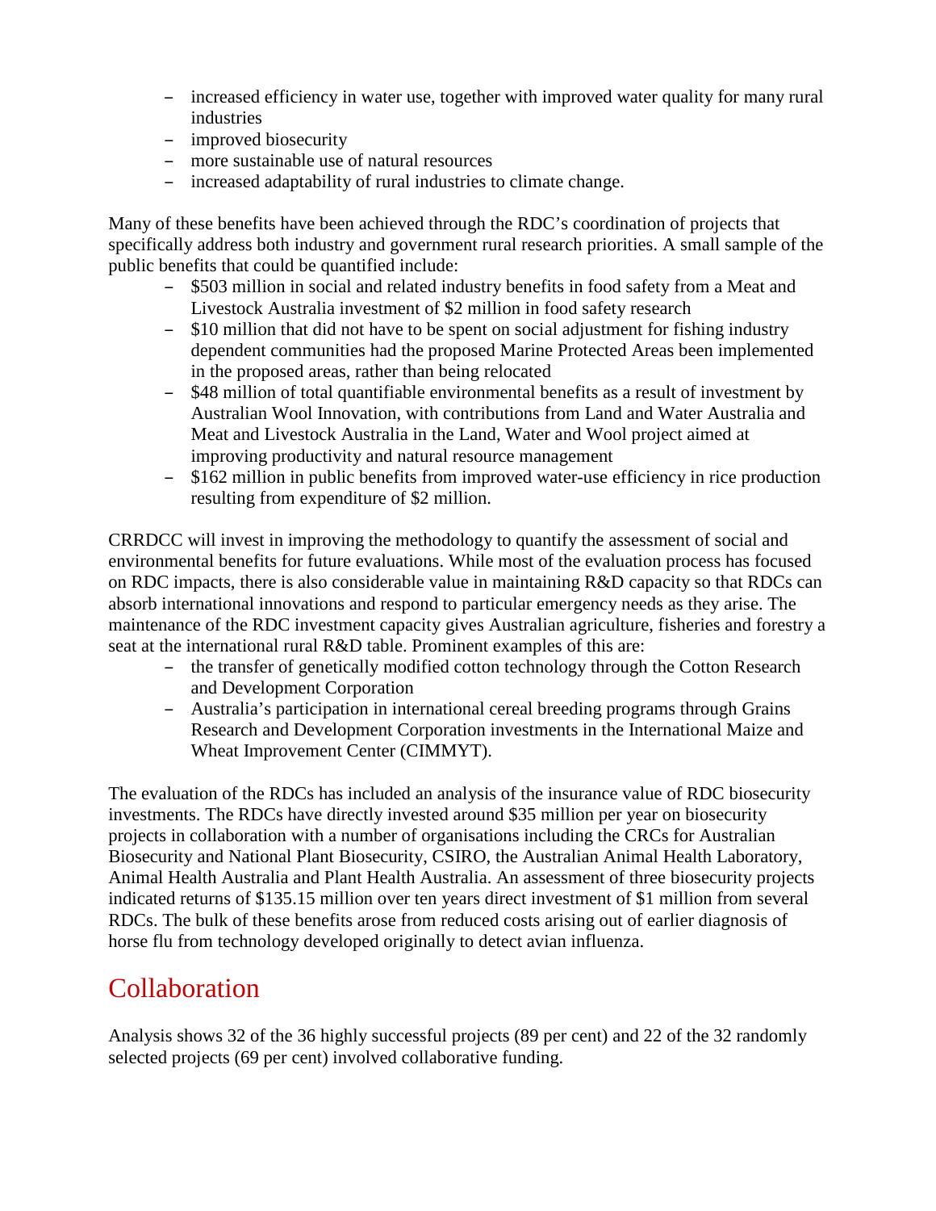- increased efficiency in water use, together with improved water quality for many rural industries
- improved biosecurity
- more sustainable use of natural resources
- increased adaptability of rural industries to climate change.

Many of these benefits have been achieved through the RDC's coordination of projects that specifically address both industry and government rural research priorities. A small sample of the public benefits that could be quantified include:

- $503 million in social and related industry benefits in food safety from a Meat and Livestock Australia investment of $2 million in food safety research
- $10 million that did not have to be spent on social adjustment for fishing industry dependent communities had the proposed Marine Protected Areas been implemented in the proposed areas, rather than being relocated
- $48 million of total quantifiable environmental benefits as a result of investment by Australian Wool Innovation, with contributions from Land and Water Australia and Meat and Livestock Australia in the Land, Water and Wool project aimed at improving productivity and natural resource management
- $162 million in public benefits from improved water-use efficiency in rice production resulting from expenditure of $2 million.

CRRDCC will invest in improving the methodology to quantify the assessment of social and environmental benefits for future evaluations. While most of the evaluation process has focused on RDC impacts, there is also considerable value in maintaining R&D capacity so that RDCs can absorb international innovations and respond to particular emergency needs as they arise. The maintenance of the RDC investment capacity gives Australian agriculture, fisheries and forestry a seat at the international rural R&D table. Prominent examples of this are:

- the transfer of genetically modified cotton technology through the Cotton Research and Development Corporation
- Australia's participation in international cereal breeding programs through Grains Research and Development Corporation investments in the International Maize and Wheat Improvement Center (CIMMYT).

The evaluation of the RDCs has included an analysis of the insurance value of RDC biosecurity investments. The RDCs have directly invested around $35 million per year on biosecurity projects in collaboration with a number of organisations including the CRCs for Australian Biosecurity and National Plant Biosecurity, CSIRO, the Australian Animal Health Laboratory, Animal Health Australia and Plant Health Australia. An assessment of three biosecurity projects indicated returns of $135.15 million over ten years direct investment of $1 million from several RDCs. The bulk of these benefits arose from reduced costs arising out of earlier diagnosis of horse flu from technology developed originally to detect avian influenza.

## Collaboration

Analysis shows 32 of the 36 highly successful projects (89 per cent) and 22 of the 32 randomly selected projects (69 per cent) involved collaborative funding.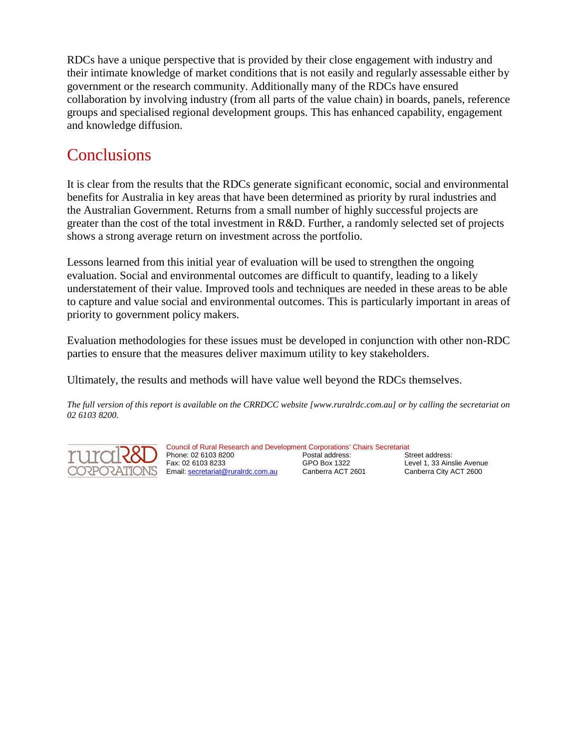RDCs have a unique perspective that is provided by their close engagement with industry and their intimate knowledge of market conditions that is not easily and regularly assessable either by government or the research community. Additionally many of the RDCs have ensured collaboration by involving industry (from all parts of the value chain) in boards, panels, reference groups and specialised regional development groups. This has enhanced capability, engagement and knowledge diffusion.

## Conclusions

It is clear from the results that the RDCs generate significant economic, social and environmental benefits for Australia in key areas that have been determined as priority by rural industries and the Australian Government. Returns from a small number of highly successful projects are greater than the cost of the total investment in R&D. Further, a randomly selected set of projects shows a strong average return on investment across the portfolio.

Lessons learned from this initial year of evaluation will be used to strengthen the ongoing evaluation. Social and environmental outcomes are difficult to quantify, leading to a likely understatement of their value. Improved tools and techniques are needed in these areas to be able to capture and value social and environmental outcomes. This is particularly important in areas of priority to government policy makers.

Evaluation methodologies for these issues must be developed in conjunction with other non-RDC parties to ensure that the measures deliver maximum utility to key stakeholders.

Ultimately, the results and methods will have value well beyond the RDCs themselves.

*The full version of this report is available on the CRRDCC website [www.ruralrdc.com.au] or by calling the secretariat on 02 6103 8200.*

rural R&D CORPORATIONS

Council of Rural Research and Development Corporations' Chairs Secretariat
Phone: 02 6103 8200
Fax: 02 6103 8233
Email: secretariat@ruralrdc.com.au

Postal address:
GPO Box 1322
Canberra ACT 2601

Street address:
Level 1, 33 Ainslie Avenue
Canberra City ACT 2600